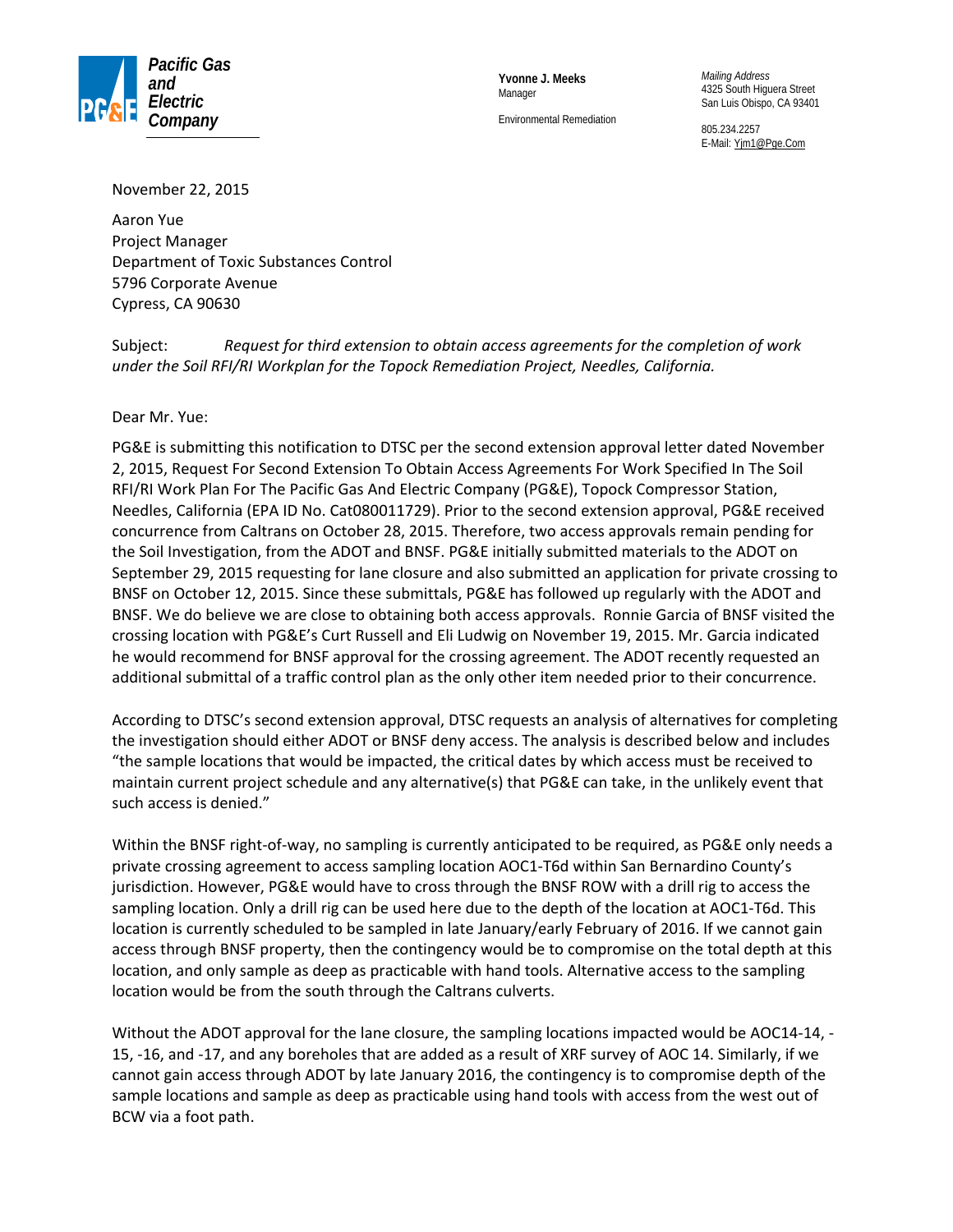**Pacific Gas and Electric Company**

**Yvonne J. Meeks**
Manager

Environmental Remediation

*Mailing Address*
4325 South Higuera Street
San Luis Obispo, CA 93401

805.234.2257
E-Mail: Yjm1@Pge.Com

November 22, 2015

Aaron Yue
Project Manager
Department of Toxic Substances Control
5796 Corporate Avenue
Cypress, CA 90630

Subject: *Request for third extension to obtain access agreements for the completion of work under the Soil RFI/RI Workplan for the Topock Remediation Project, Needles, California.*

Dear Mr. Yue:

PG&E is submitting this notification to DTSC per the second extension approval letter dated November 2, 2015, Request For Second Extension To Obtain Access Agreements For Work Specified In The Soil RFI/RI Work Plan For The Pacific Gas And Electric Company (PG&E), Topock Compressor Station, Needles, California (EPA ID No. Cat080011729). Prior to the second extension approval, PG&E received concurrence from Caltrans on October 28, 2015. Therefore, two access approvals remain pending for the Soil Investigation, from the ADOT and BNSF. PG&E initially submitted materials to the ADOT on September 29, 2015 requesting for lane closure and also submitted an application for private crossing to BNSF on October 12, 2015. Since these submittals, PG&E has followed up regularly with the ADOT and BNSF. We do believe we are close to obtaining both access approvals. Ronnie Garcia of BNSF visited the crossing location with PG&E's Curt Russell and Eli Ludwig on November 19, 2015. Mr. Garcia indicated he would recommend for BNSF approval for the crossing agreement. The ADOT recently requested an additional submittal of a traffic control plan as the only other item needed prior to their concurrence.

According to DTSC's second extension approval, DTSC requests an analysis of alternatives for completing the investigation should either ADOT or BNSF deny access. The analysis is described below and includes "the sample locations that would be impacted, the critical dates by which access must be received to maintain current project schedule and any alternative(s) that PG&E can take, in the unlikely event that such access is denied."

Within the BNSF right-of-way, no sampling is currently anticipated to be required, as PG&E only needs a private crossing agreement to access sampling location AOC1-T6d within San Bernardino County's jurisdiction. However, PG&E would have to cross through the BNSF ROW with a drill rig to access the sampling location. Only a drill rig can be used here due to the depth of the location at AOC1-T6d. This location is currently scheduled to be sampled in late January/early February of 2016. If we cannot gain access through BNSF property, then the contingency would be to compromise on the total depth at this location, and only sample as deep as practicable with hand tools. Alternative access to the sampling location would be from the south through the Caltrans culverts.

Without the ADOT approval for the lane closure, the sampling locations impacted would be AOC14-14, -15, -16, and -17, and any boreholes that are added as a result of XRF survey of AOC 14. Similarly, if we cannot gain access through ADOT by late January 2016, the contingency is to compromise depth of the sample locations and sample as deep as practicable using hand tools with access from the west out of BCW via a foot path.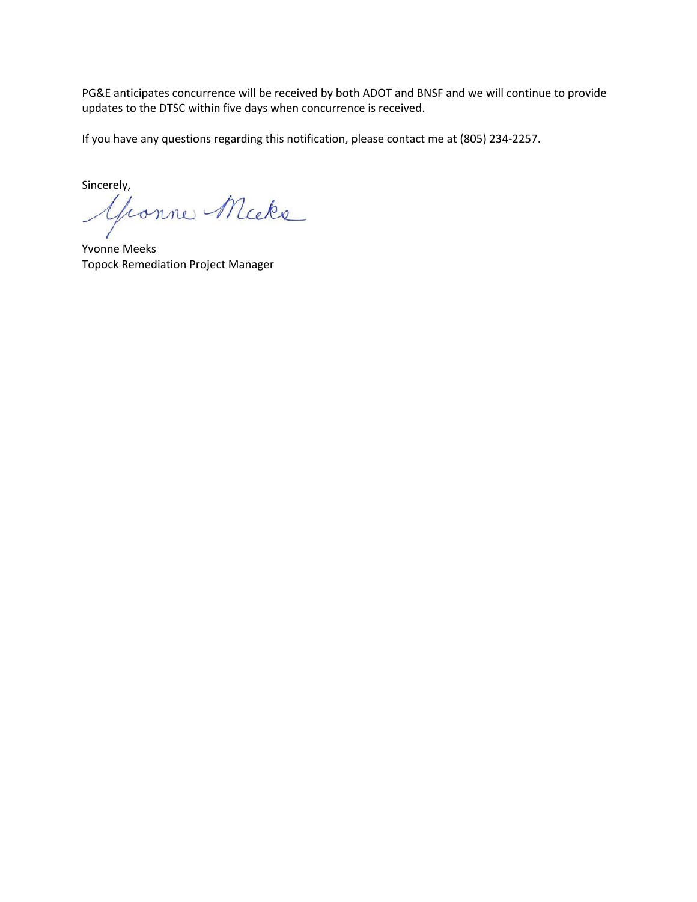PG&E anticipates concurrence will be received by both ADOT and BNSF and we will continue to provide updates to the DTSC within five days when concurrence is received.

If you have any questions regarding this notification, please contact me at (805) 234-2257.

Sincerely,

Yvonne Meeks
Topock Remediation Project Manager